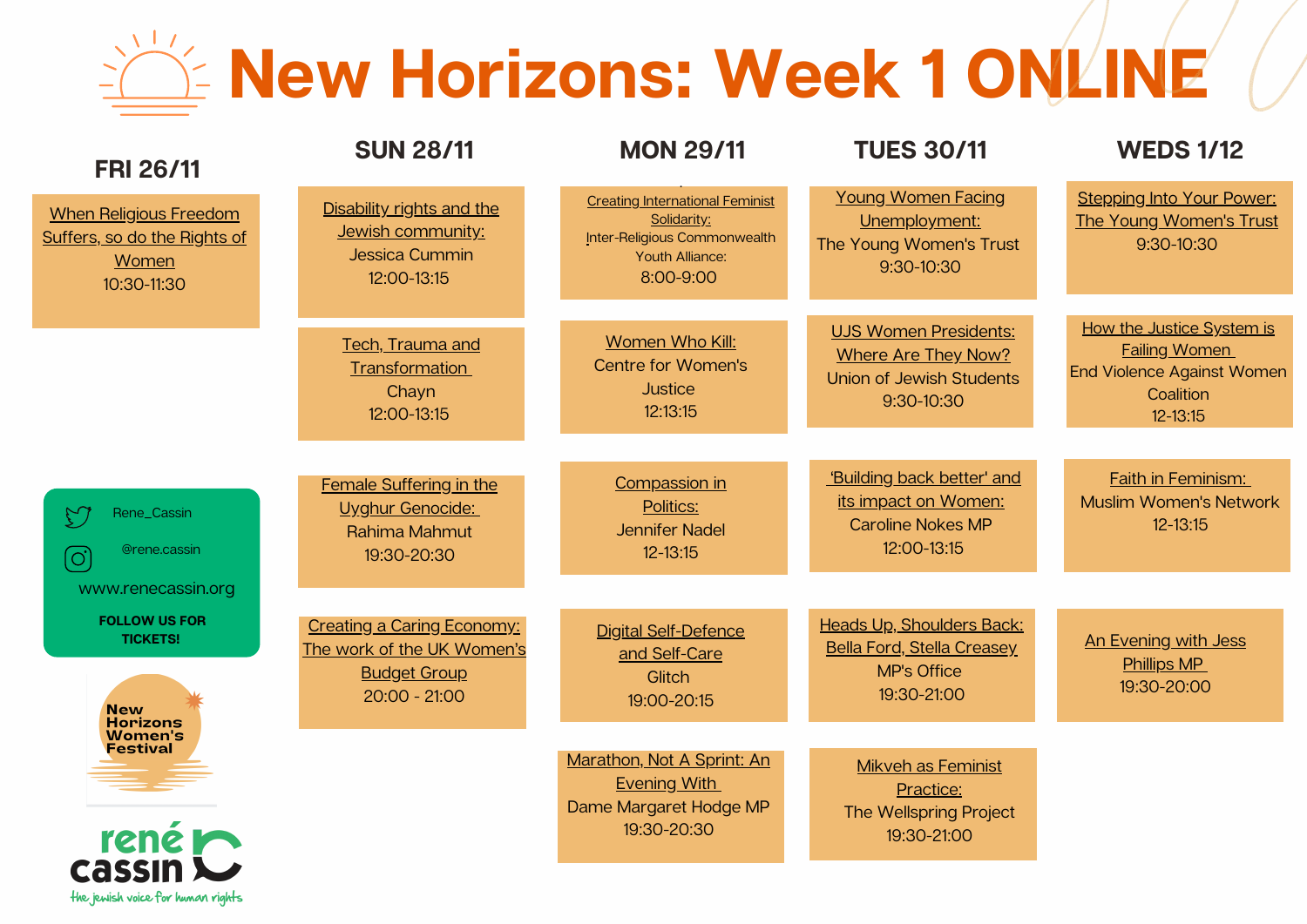# New Horizons: Week 1 ONLINE

## FRI 26/11

**When Religious Freedom Suffers, so do the Rights of Women**
10:30-11:30

## SUN 28/11

**Disability rights and the Jewish community:**
Jessica Cummin
12:00-13:15

**Tech, Trauma and Transformation**
Chayn
12:00-13:15

**Female Suffering in the Uyghur Genocide:**
Rahima Mahmut
19:30-20:30

**Creating a Caring Economy: The work of the UK Women's Budget Group**
20:00 - 21:00

## MON 29/11

**Creating International Feminist Solidarity:**
Inter-Religious Commonwealth Youth Alliance:
8:00-9:00

**Women Who Kill:**
Centre for Women's Justice
12:13:15

**Compassion in Politics:**
Jennifer Nadel
12-13:15

**Digital Self-Defence and Self-Care**
Glitch
19:00-20:15

**Marathon, Not A Sprint: An Evening With**
Dame Margaret Hodge MP
19:30-20:30

## TUES 30/11

**Young Women Facing Unemployment:**
The Young Women's Trust
9:30-10:30

**UJS Women Presidents: Where Are They Now?**
Union of Jewish Students
9:30-10:30

**'Building back better' and its impact on Women:**
Caroline Nokes MP
12:00-13:15

**Heads Up, Shoulders Back: Bella Ford, Stella Creasey**
MP's Office
19:30-21:00

**Mikveh as Feminist Practice:**
The Wellspring Project
19:30-21:00

## WEDS 1/12

**Stepping Into Your Power: The Young Women's Trust**
9:30-10:30

**How the Justice System is Failing Women**
End Violence Against Women Coalition
12-13:15

**Faith in Feminism:**
Muslim Women's Network
12-13:15

**An Evening with Jess Phillips MP**
19:30-20:00

---

Rene_Cassin

@rene.cassin

www.renecassin.org

**FOLLOW US FOR TICKETS!**

New Horizons Women's Festival

rené cassin — the jewish voice for human rights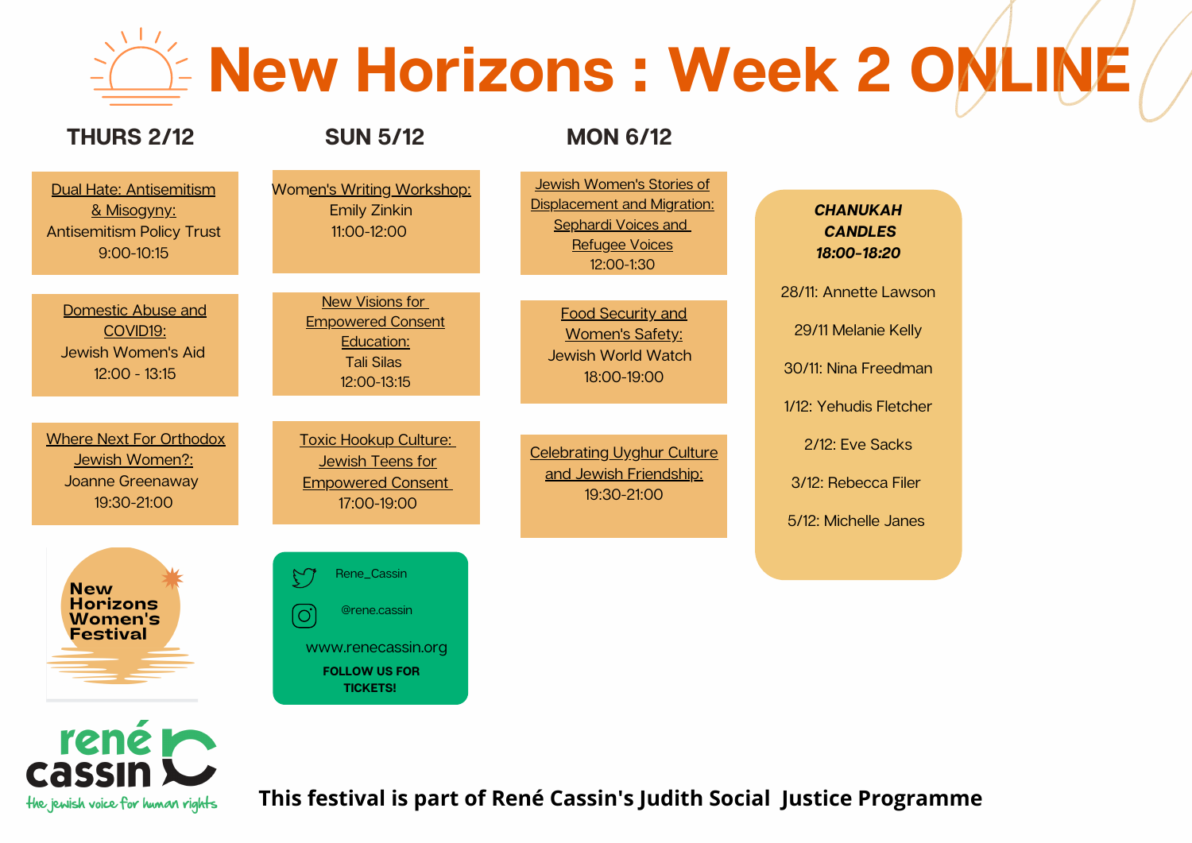# New Horizons : Week 2 ONLINE

## THURS 2/12

**Dual Hate: Antisemitism & Misogyny:**
Antisemitism Policy Trust
9:00-10:15

**Domestic Abuse and COVID19:**
Jewish Women's Aid
12:00 - 13:15

**Where Next For Orthodox Jewish Women?:**
Joanne Greenaway
19:30-21:00

## SUN 5/12

**Women's Writing Workshop:**
Emily Zinkin
11:00-12:00

**New Visions for Empowered Consent Education:**
Tali Silas
12:00-13:15

**Toxic Hookup Culture: Jewish Teens for Empowered Consent**
17:00-19:00

## MON 6/12

**Jewish Women's Stories of Displacement and Migration: Sephardi Voices and Refugee Voices**
12:00-1:30

**Food Security and Women's Safety:**
Jewish World Watch
18:00-19:00

**Celebrating Uyghur Culture and Jewish Friendship:**
19:30-21:00

## *CHANUKAH CANDLES 18:00-18:20*

- 28/11: Annette Lawson
- 29/11 Melanie Kelly
- 30/11: Nina Freedman
- 1/12: Yehudis Fletcher
- 2/12: Eve Sacks
- 3/12: Rebecca Filer
- 5/12: Michelle Janes

New Horizons Women's Festival

Rene_Cassin
@rene.cassin
www.renecassin.org
**FOLLOW US FOR TICKETS!**

rené cassin
the jewish voice for human rights

**This festival is part of René Cassin's Judith Social Justice Programme**